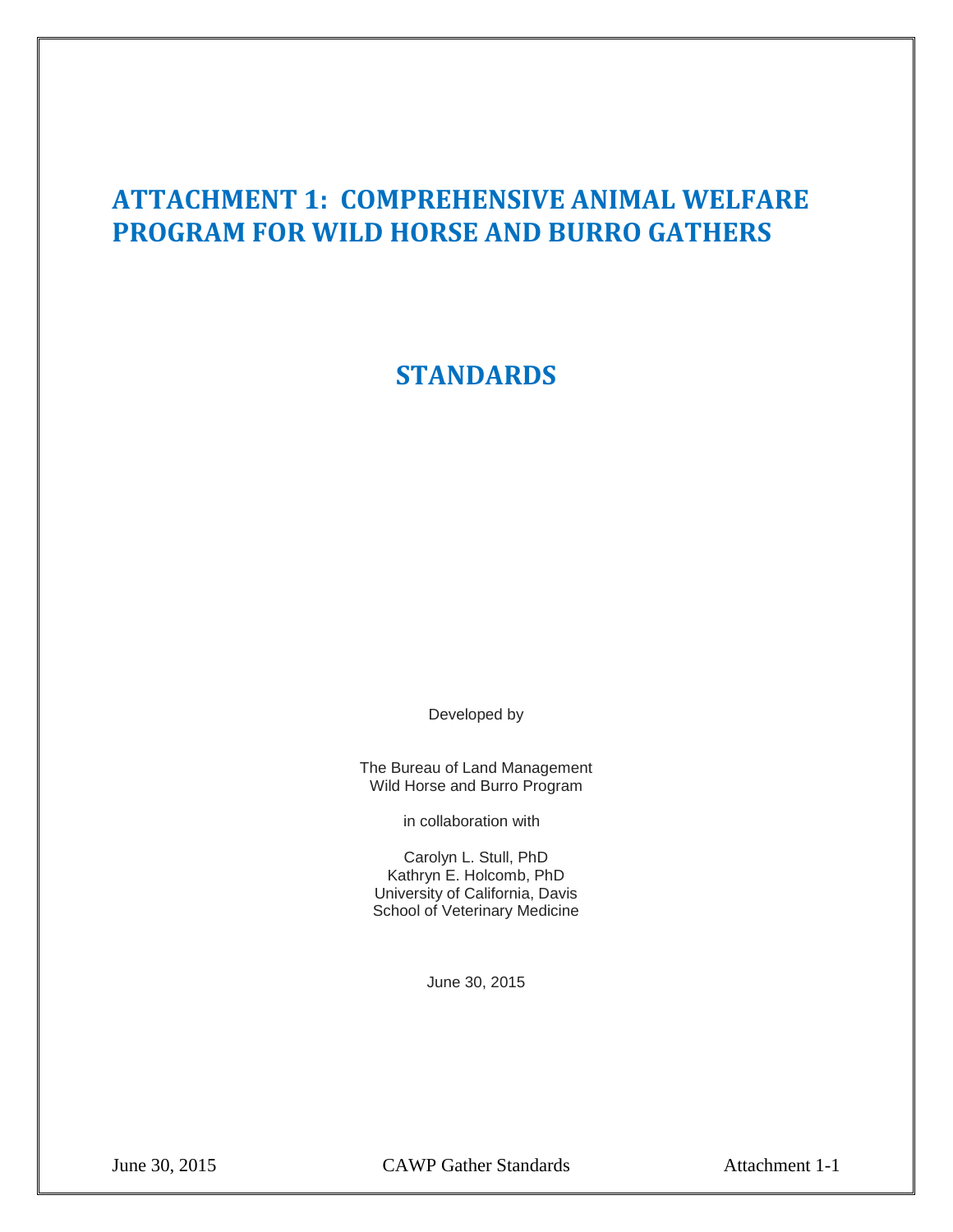# ATTACHMENT 1: COMPREHENSIVE ANIMAL WELFARE PROGRAM FOR WILD HORSE AND BURRO GATHERS

## STANDARDS

Developed by

The Bureau of Land Management
Wild Horse and Burro Program

in collaboration with

Carolyn L. Stull, PhD
Kathryn E. Holcomb, PhD
University of California, Davis
School of Veterinary Medicine

June 30, 2015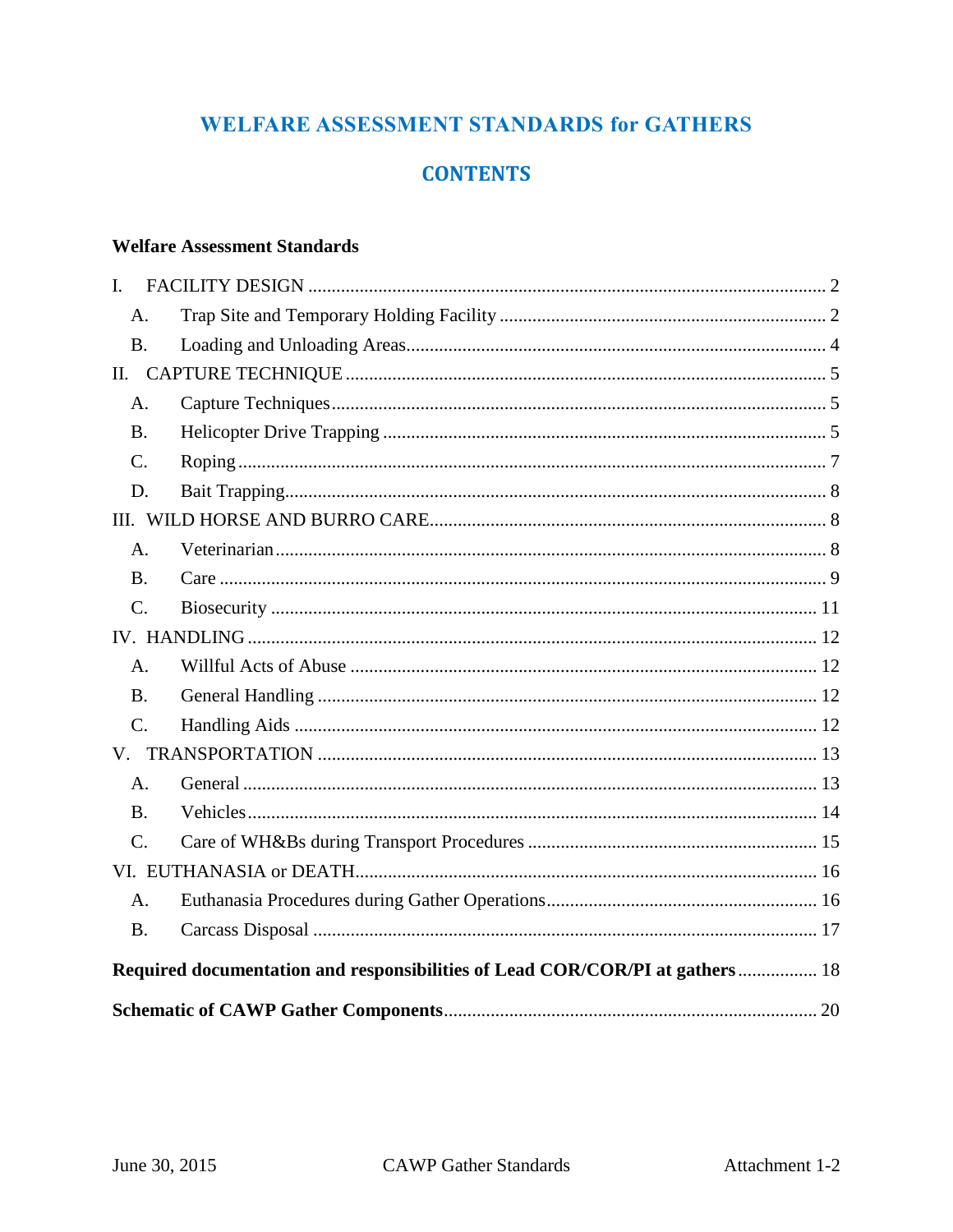# WELFARE ASSESSMENT STANDARDS for GATHERS

## CONTENTS

**Welfare Assessment Standards**

I. FACILITY DESIGN ..... 2
- A. Trap Site and Temporary Holding Facility ..... 2
- B. Loading and Unloading Areas ..... 4

II. CAPTURE TECHNIQUE ..... 5
- A. Capture Techniques ..... 5
- B. Helicopter Drive Trapping ..... 5
- C. Roping ..... 7
- D. Bait Trapping ..... 8

III. WILD HORSE AND BURRO CARE ..... 8
- A. Veterinarian ..... 8
- B. Care ..... 9
- C. Biosecurity ..... 11

IV. HANDLING ..... 12
- A. Willful Acts of Abuse ..... 12
- B. General Handling ..... 12
- C. Handling Aids ..... 12

V. TRANSPORTATION ..... 13
- A. General ..... 13
- B. Vehicles ..... 14
- C. Care of WH&Bs during Transport Procedures ..... 15

VI. EUTHANASIA or DEATH ..... 16
- A. Euthanasia Procedures during Gather Operations ..... 16
- B. Carcass Disposal ..... 17

**Required documentation and responsibilities of Lead COR/COR/PI at gathers** ..... 18

**Schematic of CAWP Gather Components** ..... 20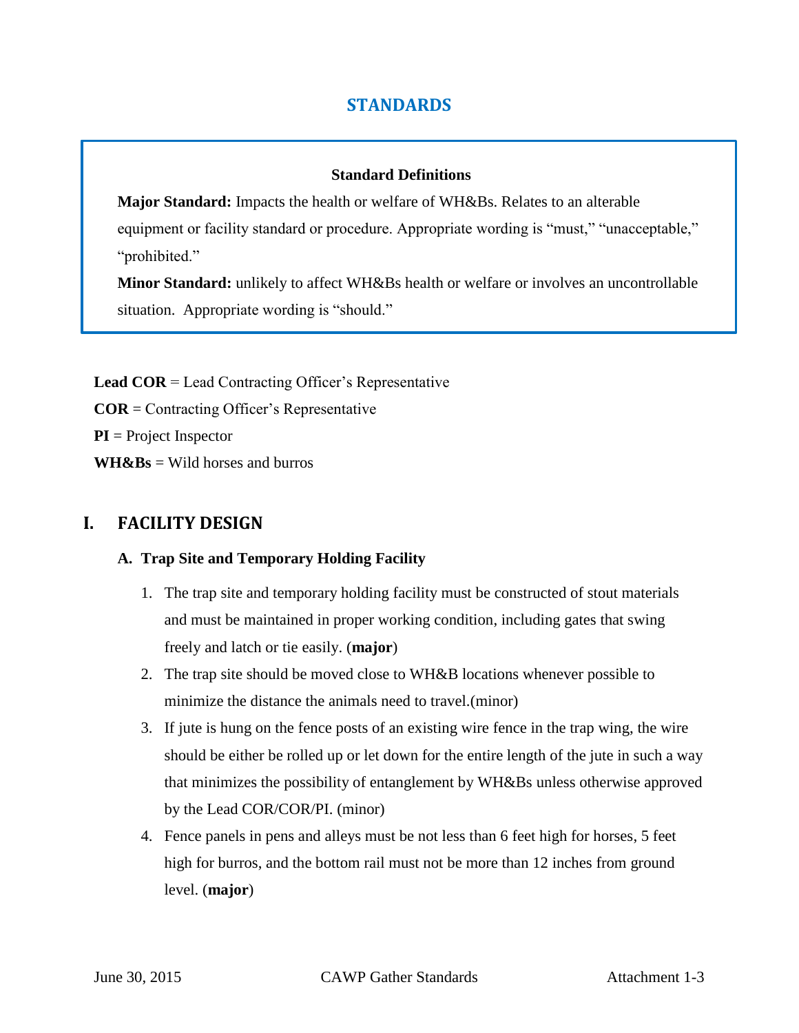# STANDARDS

**Standard Definitions**

**Major Standard:** Impacts the health or welfare of WH&Bs. Relates to an alterable equipment or facility standard or procedure. Appropriate wording is "must," "unacceptable," "prohibited."

**Minor Standard:** unlikely to affect WH&Bs health or welfare or involves an uncontrollable situation. Appropriate wording is "should."

**Lead COR** = Lead Contracting Officer's Representative
**COR** = Contracting Officer's Representative
**PI** = Project Inspector
**WH&Bs** = Wild horses and burros

## I. FACILITY DESIGN

### A. Trap Site and Temporary Holding Facility

1. The trap site and temporary holding facility must be constructed of stout materials and must be maintained in proper working condition, including gates that swing freely and latch or tie easily. (**major**)
2. The trap site should be moved close to WH&B locations whenever possible to minimize the distance the animals need to travel.(minor)
3. If jute is hung on the fence posts of an existing wire fence in the trap wing, the wire should be either be rolled up or let down for the entire length of the jute in such a way that minimizes the possibility of entanglement by WH&Bs unless otherwise approved by the Lead COR/COR/PI. (minor)
4. Fence panels in pens and alleys must be not less than 6 feet high for horses, 5 feet high for burros, and the bottom rail must not be more than 12 inches from ground level. (**major**)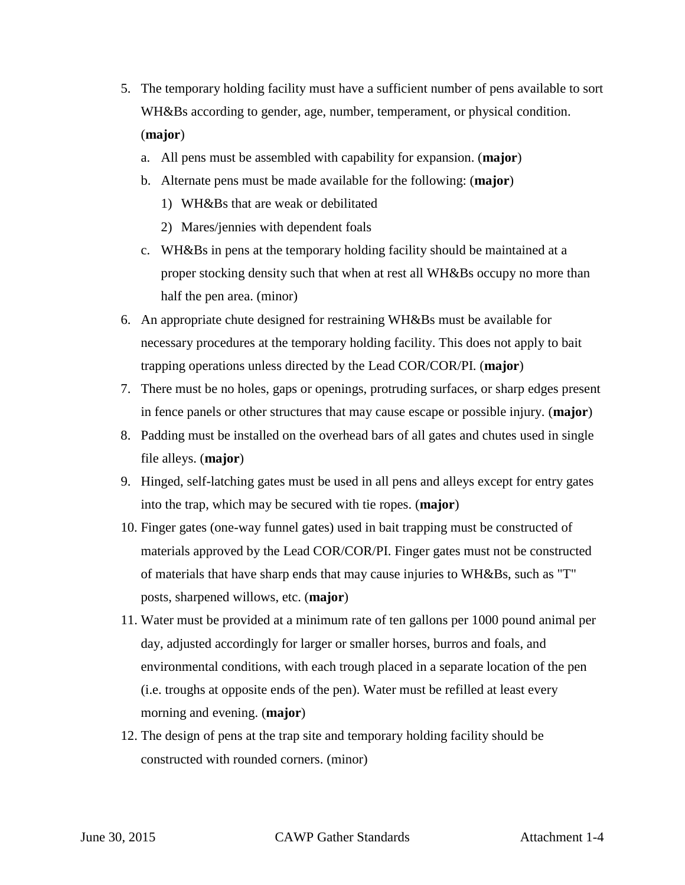5. The temporary holding facility must have a sufficient number of pens available to sort WH&Bs according to gender, age, number, temperament, or physical condition. (**major**)
   a. All pens must be assembled with capability for expansion. (**major**)
   b. Alternate pens must be made available for the following: (**major**)
      1) WH&Bs that are weak or debilitated
      2) Mares/jennies with dependent foals
   c. WH&Bs in pens at the temporary holding facility should be maintained at a proper stocking density such that when at rest all WH&Bs occupy no more than half the pen area. (minor)
6. An appropriate chute designed for restraining WH&Bs must be available for necessary procedures at the temporary holding facility. This does not apply to bait trapping operations unless directed by the Lead COR/COR/PI. (**major**)
7. There must be no holes, gaps or openings, protruding surfaces, or sharp edges present in fence panels or other structures that may cause escape or possible injury. (**major**)
8. Padding must be installed on the overhead bars of all gates and chutes used in single file alleys. (**major**)
9. Hinged, self-latching gates must be used in all pens and alleys except for entry gates into the trap, which may be secured with tie ropes. (**major**)
10. Finger gates (one-way funnel gates) used in bait trapping must be constructed of materials approved by the Lead COR/COR/PI. Finger gates must not be constructed of materials that have sharp ends that may cause injuries to WH&Bs, such as "T" posts, sharpened willows, etc. (**major**)
11. Water must be provided at a minimum rate of ten gallons per 1000 pound animal per day, adjusted accordingly for larger or smaller horses, burros and foals, and environmental conditions, with each trough placed in a separate location of the pen (i.e. troughs at opposite ends of the pen). Water must be refilled at least every morning and evening. (**major**)
12. The design of pens at the trap site and temporary holding facility should be constructed with rounded corners. (minor)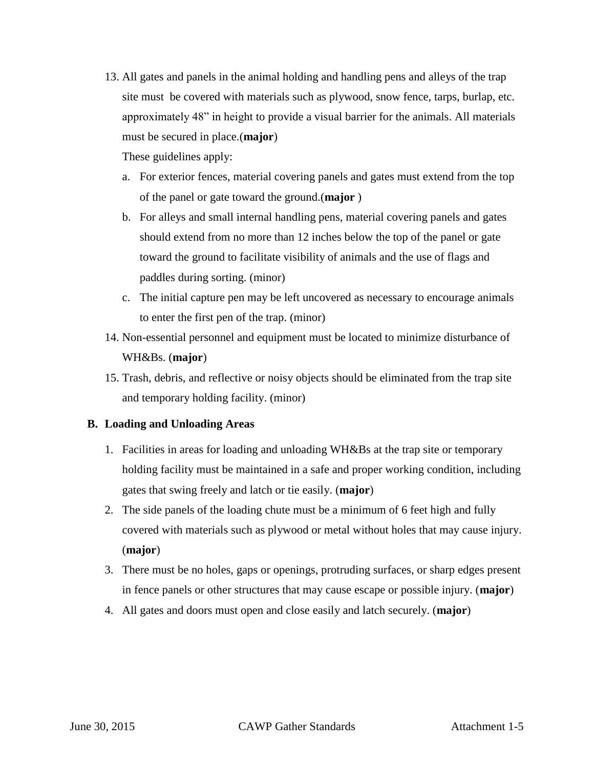13. All gates and panels in the animal holding and handling pens and alleys of the trap site must be covered with materials such as plywood, snow fence, tarps, burlap, etc. approximately 48" in height to provide a visual barrier for the animals. All materials must be secured in place.(**major**)

    These guidelines apply:

    a. For exterior fences, material covering panels and gates must extend from the top of the panel or gate toward the ground.(**major** )

    b. For alleys and small internal handling pens, material covering panels and gates should extend from no more than 12 inches below the top of the panel or gate toward the ground to facilitate visibility of animals and the use of flags and paddles during sorting. (minor)

    c. The initial capture pen may be left uncovered as necessary to encourage animals to enter the first pen of the trap. (minor)

14. Non-essential personnel and equipment must be located to minimize disturbance of WH&Bs. (**major**)

15. Trash, debris, and reflective or noisy objects should be eliminated from the trap site and temporary holding facility. (minor)

## B. Loading and Unloading Areas

1. Facilities in areas for loading and unloading WH&Bs at the trap site or temporary holding facility must be maintained in a safe and proper working condition, including gates that swing freely and latch or tie easily. (**major**)

2. The side panels of the loading chute must be a minimum of 6 feet high and fully covered with materials such as plywood or metal without holes that may cause injury. (**major**)

3. There must be no holes, gaps or openings, protruding surfaces, or sharp edges present in fence panels or other structures that may cause escape or possible injury. (**major**)

4. All gates and doors must open and close easily and latch securely. (**major**)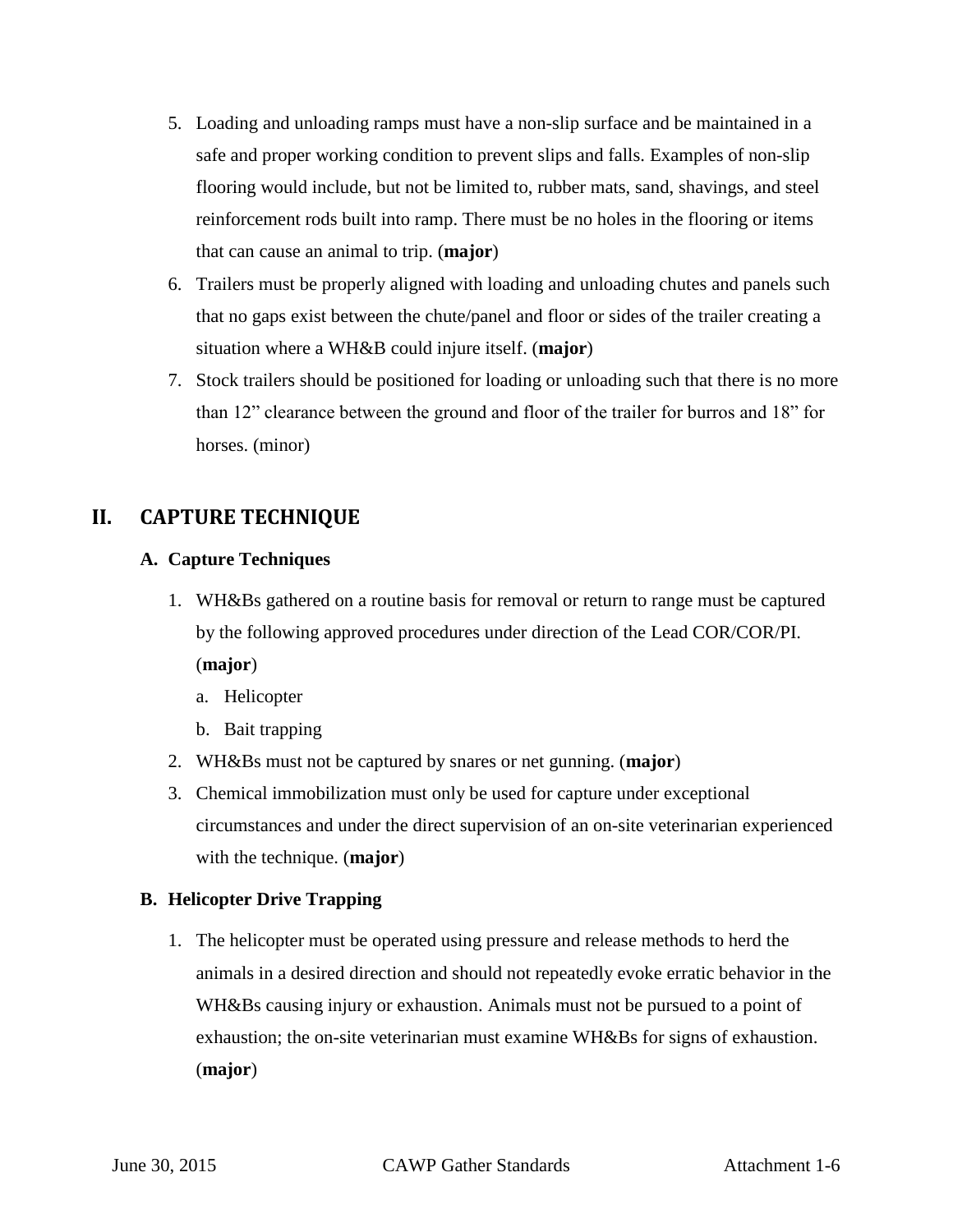5. Loading and unloading ramps must have a non-slip surface and be maintained in a safe and proper working condition to prevent slips and falls. Examples of non-slip flooring would include, but not be limited to, rubber mats, sand, shavings, and steel reinforcement rods built into ramp. There must be no holes in the flooring or items that can cause an animal to trip. (**major**)
6. Trailers must be properly aligned with loading and unloading chutes and panels such that no gaps exist between the chute/panel and floor or sides of the trailer creating a situation where a WH&B could injure itself. (**major**)
7. Stock trailers should be positioned for loading or unloading such that there is no more than 12" clearance between the ground and floor of the trailer for burros and 18" for horses. (minor)

## II. CAPTURE TECHNIQUE

### A. Capture Techniques

1. WH&Bs gathered on a routine basis for removal or return to range must be captured by the following approved procedures under direction of the Lead COR/COR/PI. (**major**)
   a. Helicopter
   b. Bait trapping
2. WH&Bs must not be captured by snares or net gunning. (**major**)
3. Chemical immobilization must only be used for capture under exceptional circumstances and under the direct supervision of an on-site veterinarian experienced with the technique. (**major**)

### B. Helicopter Drive Trapping

1. The helicopter must be operated using pressure and release methods to herd the animals in a desired direction and should not repeatedly evoke erratic behavior in the WH&Bs causing injury or exhaustion. Animals must not be pursued to a point of exhaustion; the on-site veterinarian must examine WH&Bs for signs of exhaustion. (**major**)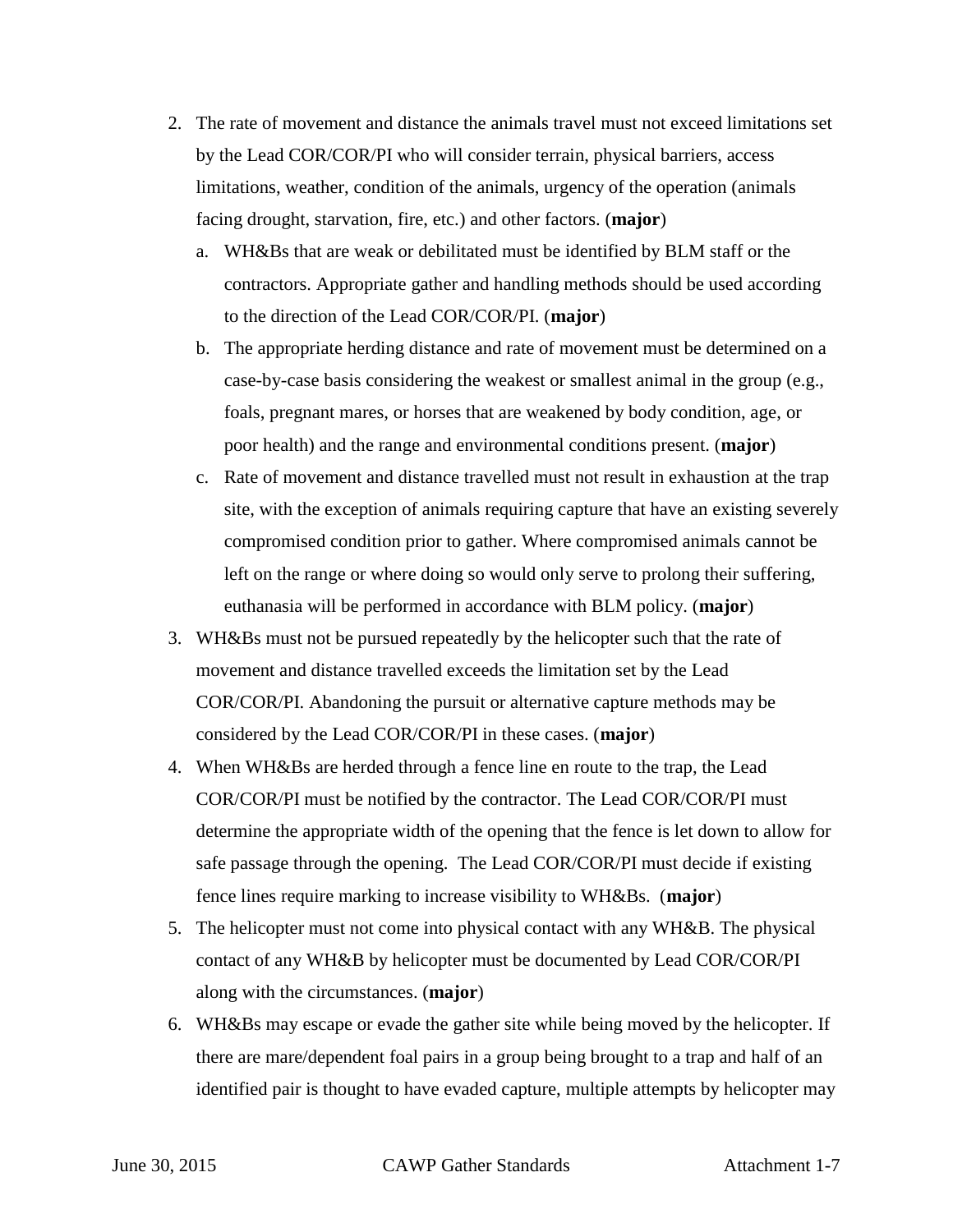2. The rate of movement and distance the animals travel must not exceed limitations set by the Lead COR/COR/PI who will consider terrain, physical barriers, access limitations, weather, condition of the animals, urgency of the operation (animals facing drought, starvation, fire, etc.) and other factors. (**major**)
   a. WH&Bs that are weak or debilitated must be identified by BLM staff or the contractors. Appropriate gather and handling methods should be used according to the direction of the Lead COR/COR/PI. (**major**)
   b. The appropriate herding distance and rate of movement must be determined on a case-by-case basis considering the weakest or smallest animal in the group (e.g., foals, pregnant mares, or horses that are weakened by body condition, age, or poor health) and the range and environmental conditions present. (**major**)
   c. Rate of movement and distance travelled must not result in exhaustion at the trap site, with the exception of animals requiring capture that have an existing severely compromised condition prior to gather. Where compromised animals cannot be left on the range or where doing so would only serve to prolong their suffering, euthanasia will be performed in accordance with BLM policy. (**major**)
3. WH&Bs must not be pursued repeatedly by the helicopter such that the rate of movement and distance travelled exceeds the limitation set by the Lead COR/COR/PI. Abandoning the pursuit or alternative capture methods may be considered by the Lead COR/COR/PI in these cases. (**major**)
4. When WH&Bs are herded through a fence line en route to the trap, the Lead COR/COR/PI must be notified by the contractor. The Lead COR/COR/PI must determine the appropriate width of the opening that the fence is let down to allow for safe passage through the opening. The Lead COR/COR/PI must decide if existing fence lines require marking to increase visibility to WH&Bs. (**major**)
5. The helicopter must not come into physical contact with any WH&B. The physical contact of any WH&B by helicopter must be documented by Lead COR/COR/PI along with the circumstances. (**major**)
6. WH&Bs may escape or evade the gather site while being moved by the helicopter. If there are mare/dependent foal pairs in a group being brought to a trap and half of an identified pair is thought to have evaded capture, multiple attempts by helicopter may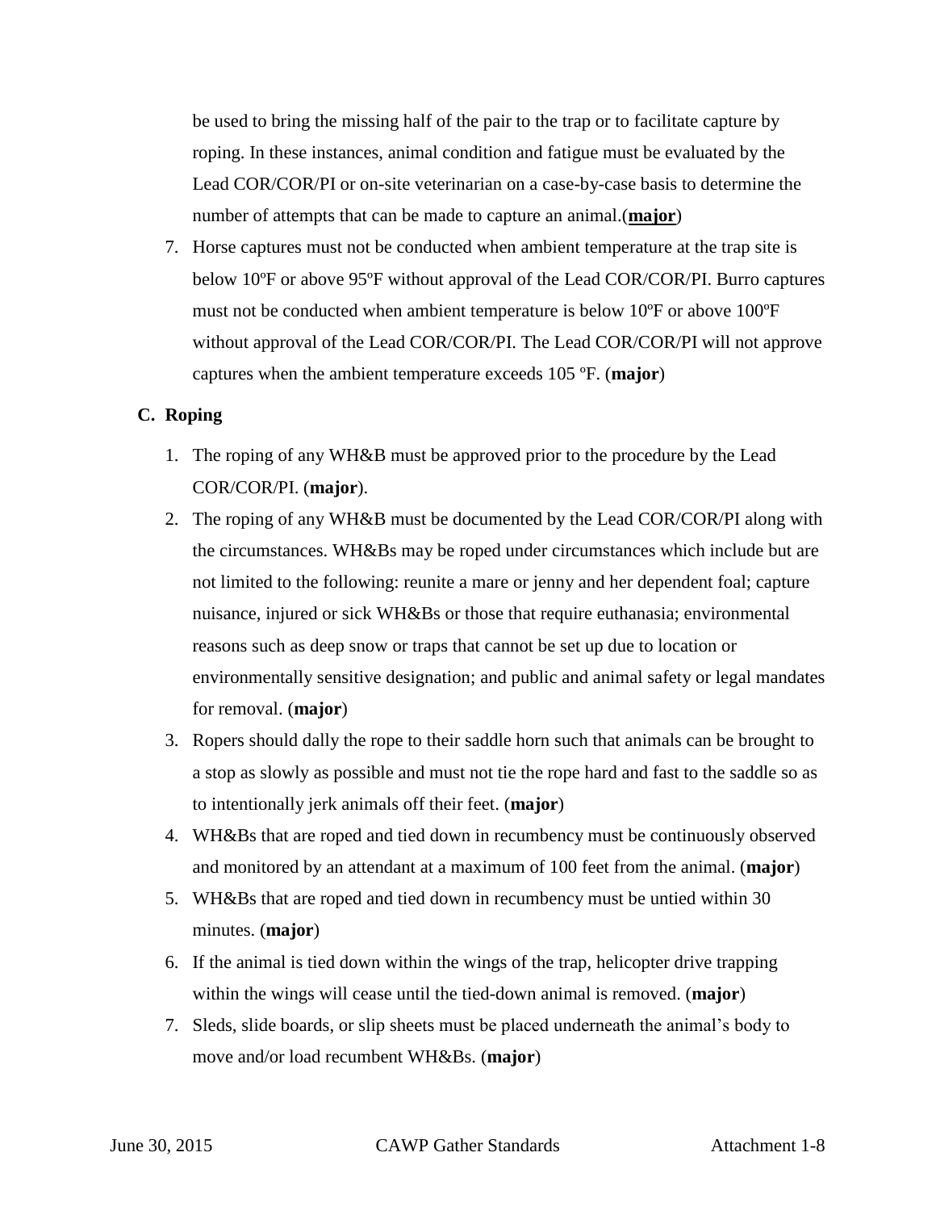be used to bring the missing half of the pair to the trap or to facilitate capture by roping. In these instances, animal condition and fatigue must be evaluated by the Lead COR/COR/PI or on-site veterinarian on a case-by-case basis to determine the number of attempts that can be made to capture an animal.(**major**)

7. Horse captures must not be conducted when ambient temperature at the trap site is below 10ºF or above 95ºF without approval of the Lead COR/COR/PI. Burro captures must not be conducted when ambient temperature is below 10ºF or above 100ºF without approval of the Lead COR/COR/PI. The Lead COR/COR/PI will not approve captures when the ambient temperature exceeds 105 ºF. (**major**)

## C. Roping

1. The roping of any WH&B must be approved prior to the procedure by the Lead COR/COR/PI. (**major**).
2. The roping of any WH&B must be documented by the Lead COR/COR/PI along with the circumstances. WH&Bs may be roped under circumstances which include but are not limited to the following: reunite a mare or jenny and her dependent foal; capture nuisance, injured or sick WH&Bs or those that require euthanasia; environmental reasons such as deep snow or traps that cannot be set up due to location or environmentally sensitive designation; and public and animal safety or legal mandates for removal. (**major**)
3. Ropers should dally the rope to their saddle horn such that animals can be brought to a stop as slowly as possible and must not tie the rope hard and fast to the saddle so as to intentionally jerk animals off their feet. (**major**)
4. WH&Bs that are roped and tied down in recumbency must be continuously observed and monitored by an attendant at a maximum of 100 feet from the animal. (**major**)
5. WH&Bs that are roped and tied down in recumbency must be untied within 30 minutes. (**major**)
6. If the animal is tied down within the wings of the trap, helicopter drive trapping within the wings will cease until the tied-down animal is removed. (**major**)
7. Sleds, slide boards, or slip sheets must be placed underneath the animal's body to move and/or load recumbent WH&Bs. (**major**)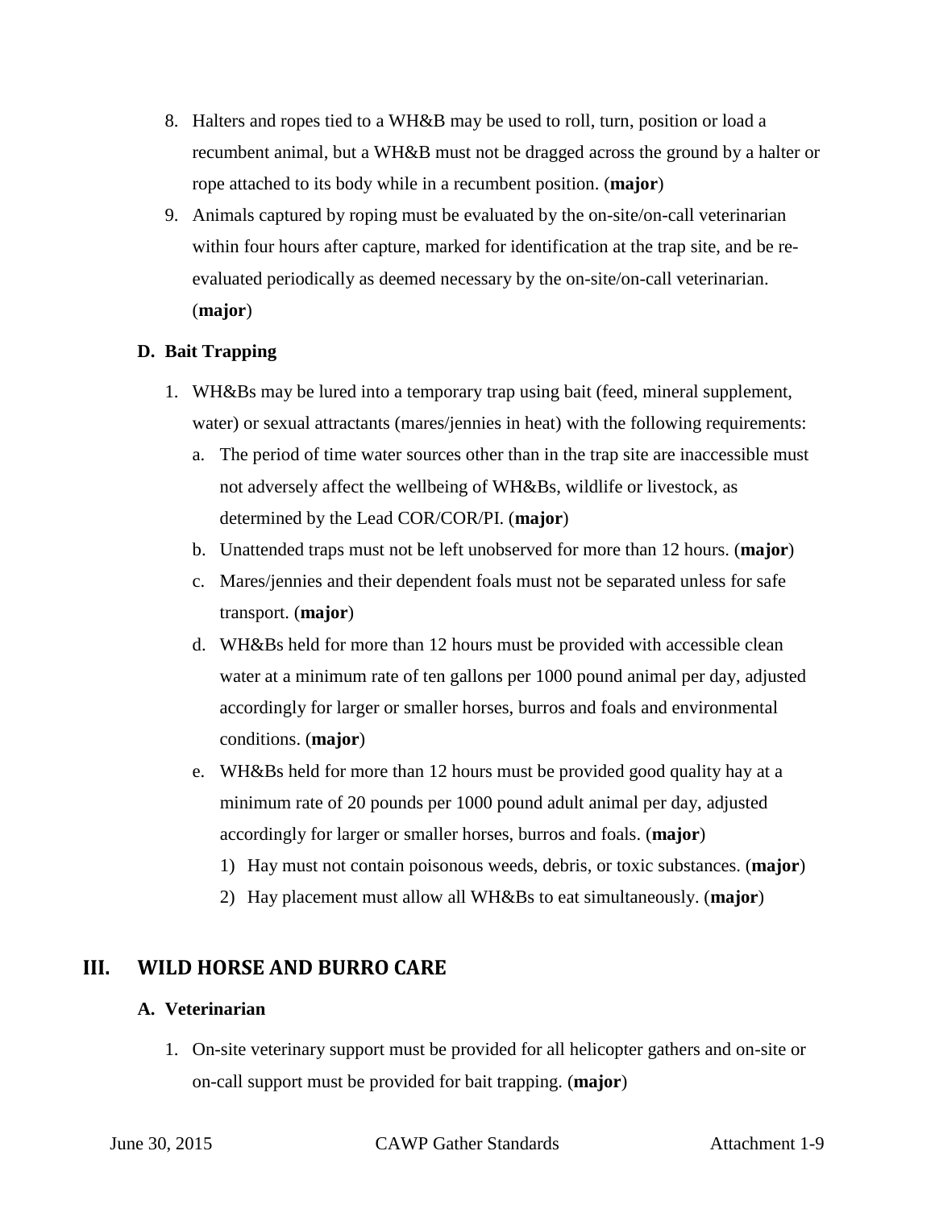8. Halters and ropes tied to a WH&B may be used to roll, turn, position or load a recumbent animal, but a WH&B must not be dragged across the ground by a halter or rope attached to its body while in a recumbent position. (**major**)
9. Animals captured by roping must be evaluated by the on-site/on-call veterinarian within four hours after capture, marked for identification at the trap site, and be re-evaluated periodically as deemed necessary by the on-site/on-call veterinarian. (**major**)

### D. Bait Trapping

1. WH&Bs may be lured into a temporary trap using bait (feed, mineral supplement, water) or sexual attractants (mares/jennies in heat) with the following requirements:
   a. The period of time water sources other than in the trap site are inaccessible must not adversely affect the wellbeing of WH&Bs, wildlife or livestock, as determined by the Lead COR/COR/PI. (**major**)
   b. Unattended traps must not be left unobserved for more than 12 hours. (**major**)
   c. Mares/jennies and their dependent foals must not be separated unless for safe transport. (**major**)
   d. WH&Bs held for more than 12 hours must be provided with accessible clean water at a minimum rate of ten gallons per 1000 pound animal per day, adjusted accordingly for larger or smaller horses, burros and foals and environmental conditions. (**major**)
   e. WH&Bs held for more than 12 hours must be provided good quality hay at a minimum rate of 20 pounds per 1000 pound adult animal per day, adjusted accordingly for larger or smaller horses, burros and foals. (**major**)
      1) Hay must not contain poisonous weeds, debris, or toxic substances. (**major**)
      2) Hay placement must allow all WH&Bs to eat simultaneously. (**major**)

## III. WILD HORSE AND BURRO CARE

### A. Veterinarian

1. On-site veterinary support must be provided for all helicopter gathers and on-site or on-call support must be provided for bait trapping. (**major**)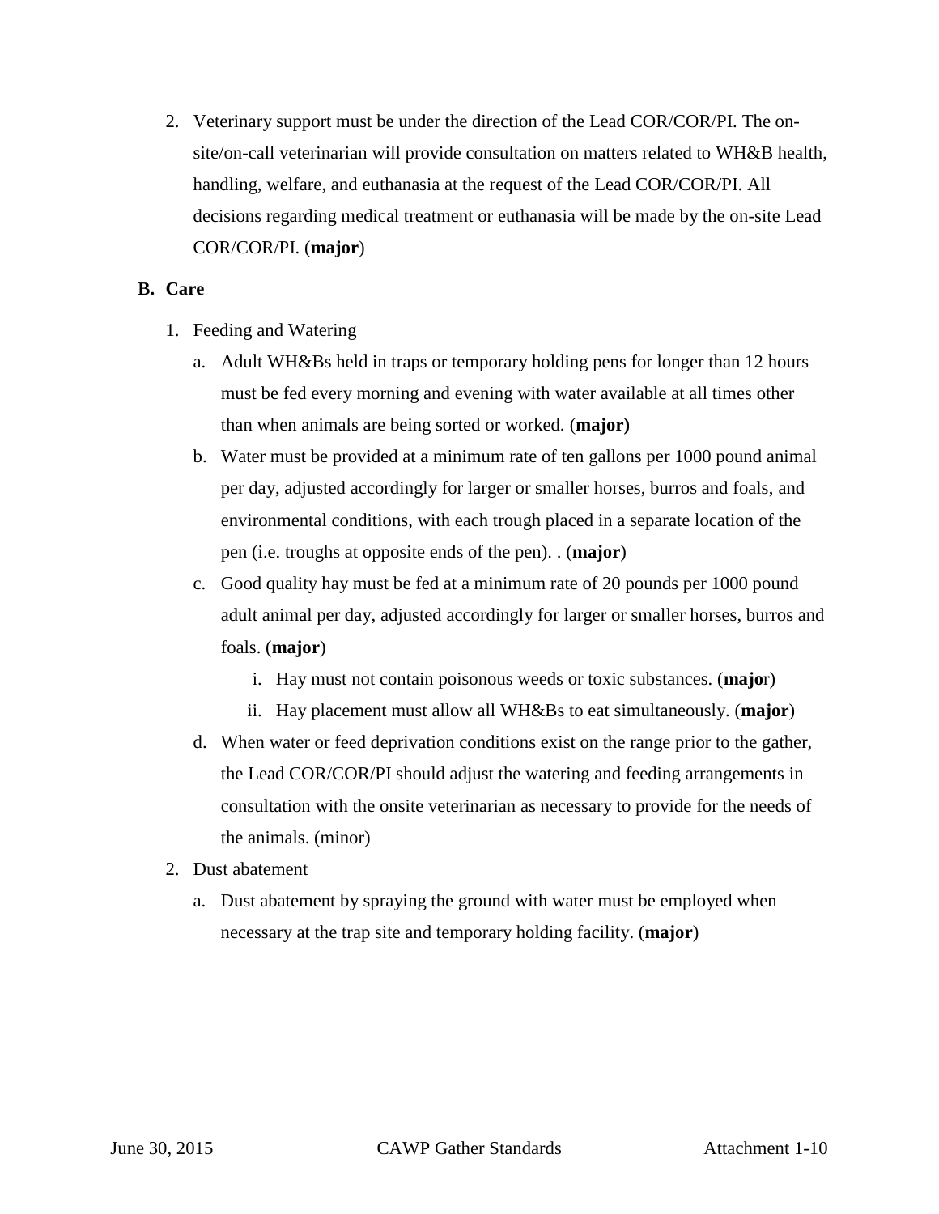2. Veterinary support must be under the direction of the Lead COR/COR/PI. The on-site/on-call veterinarian will provide consultation on matters related to WH&B health, handling, welfare, and euthanasia at the request of the Lead COR/COR/PI. All decisions regarding medical treatment or euthanasia will be made by the on-site Lead COR/COR/PI. (**major**)

**B. Care**

1. Feeding and Watering
   a. Adult WH&Bs held in traps or temporary holding pens for longer than 12 hours must be fed every morning and evening with water available at all times other than when animals are being sorted or worked. (**major)**
   b. Water must be provided at a minimum rate of ten gallons per 1000 pound animal per day, adjusted accordingly for larger or smaller horses, burros and foals, and environmental conditions, with each trough placed in a separate location of the pen (i.e. troughs at opposite ends of the pen). . (**major**)
   c. Good quality hay must be fed at a minimum rate of 20 pounds per 1000 pound adult animal per day, adjusted accordingly for larger or smaller horses, burros and foals. (**major**)
      i. Hay must not contain poisonous weeds or toxic substances. (**majo**r)
      ii. Hay placement must allow all WH&Bs to eat simultaneously. (**major**)
   d. When water or feed deprivation conditions exist on the range prior to the gather, the Lead COR/COR/PI should adjust the watering and feeding arrangements in consultation with the onsite veterinarian as necessary to provide for the needs of the animals. (minor)
2. Dust abatement
   a. Dust abatement by spraying the ground with water must be employed when necessary at the trap site and temporary holding facility. (**major**)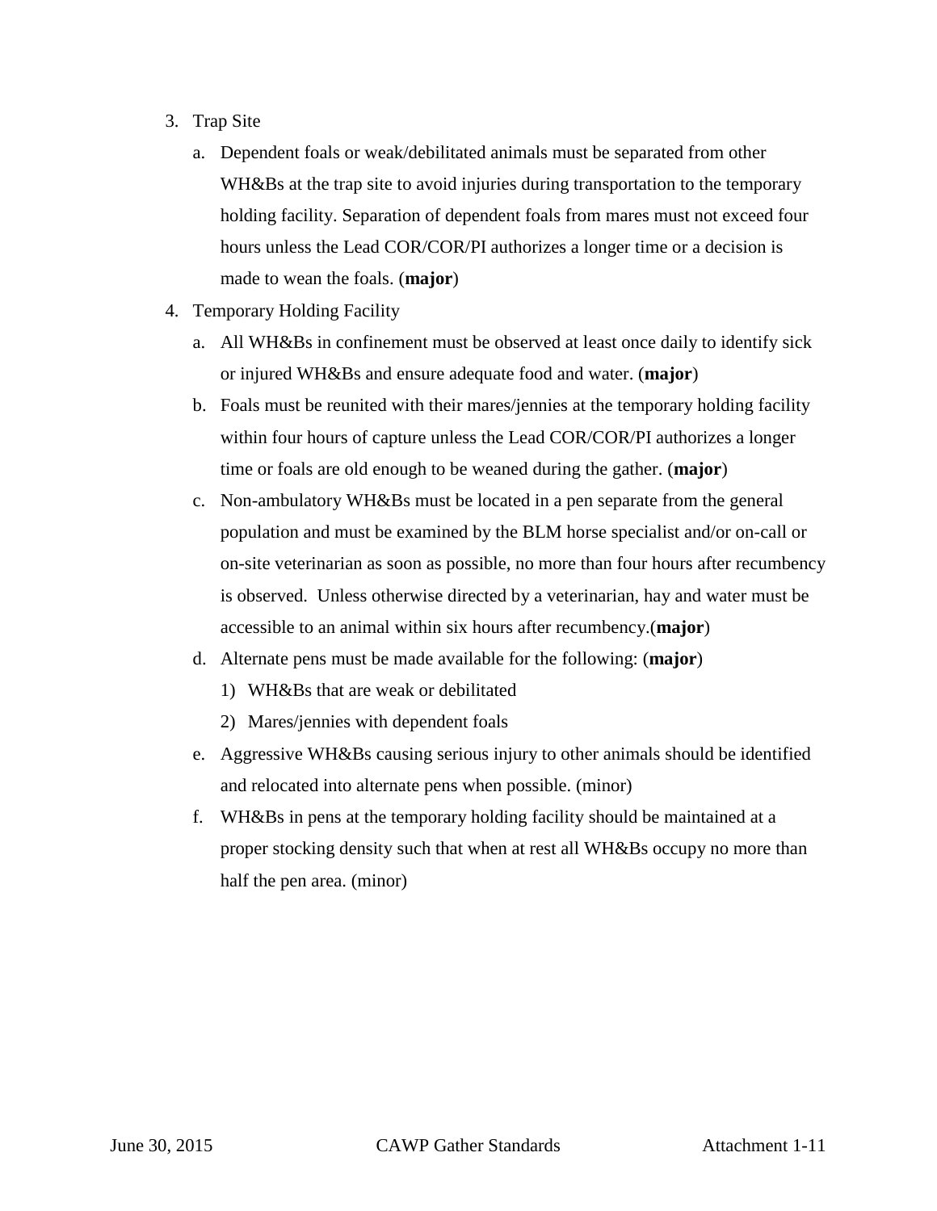3. Trap Site

    a. Dependent foals or weak/debilitated animals must be separated from other WH&Bs at the trap site to avoid injuries during transportation to the temporary holding facility. Separation of dependent foals from mares must not exceed four hours unless the Lead COR/COR/PI authorizes a longer time or a decision is made to wean the foals. (**major**)

4. Temporary Holding Facility

    a. All WH&Bs in confinement must be observed at least once daily to identify sick or injured WH&Bs and ensure adequate food and water. (**major**)

    b. Foals must be reunited with their mares/jennies at the temporary holding facility within four hours of capture unless the Lead COR/COR/PI authorizes a longer time or foals are old enough to be weaned during the gather. (**major**)

    c. Non-ambulatory WH&Bs must be located in a pen separate from the general population and must be examined by the BLM horse specialist and/or on-call or on-site veterinarian as soon as possible, no more than four hours after recumbency is observed. Unless otherwise directed by a veterinarian, hay and water must be accessible to an animal within six hours after recumbency.(**major**)

    d. Alternate pens must be made available for the following: (**major**)

        1) WH&Bs that are weak or debilitated

        2) Mares/jennies with dependent foals

    e. Aggressive WH&Bs causing serious injury to other animals should be identified and relocated into alternate pens when possible. (minor)

    f. WH&Bs in pens at the temporary holding facility should be maintained at a proper stocking density such that when at rest all WH&Bs occupy no more than half the pen area. (minor)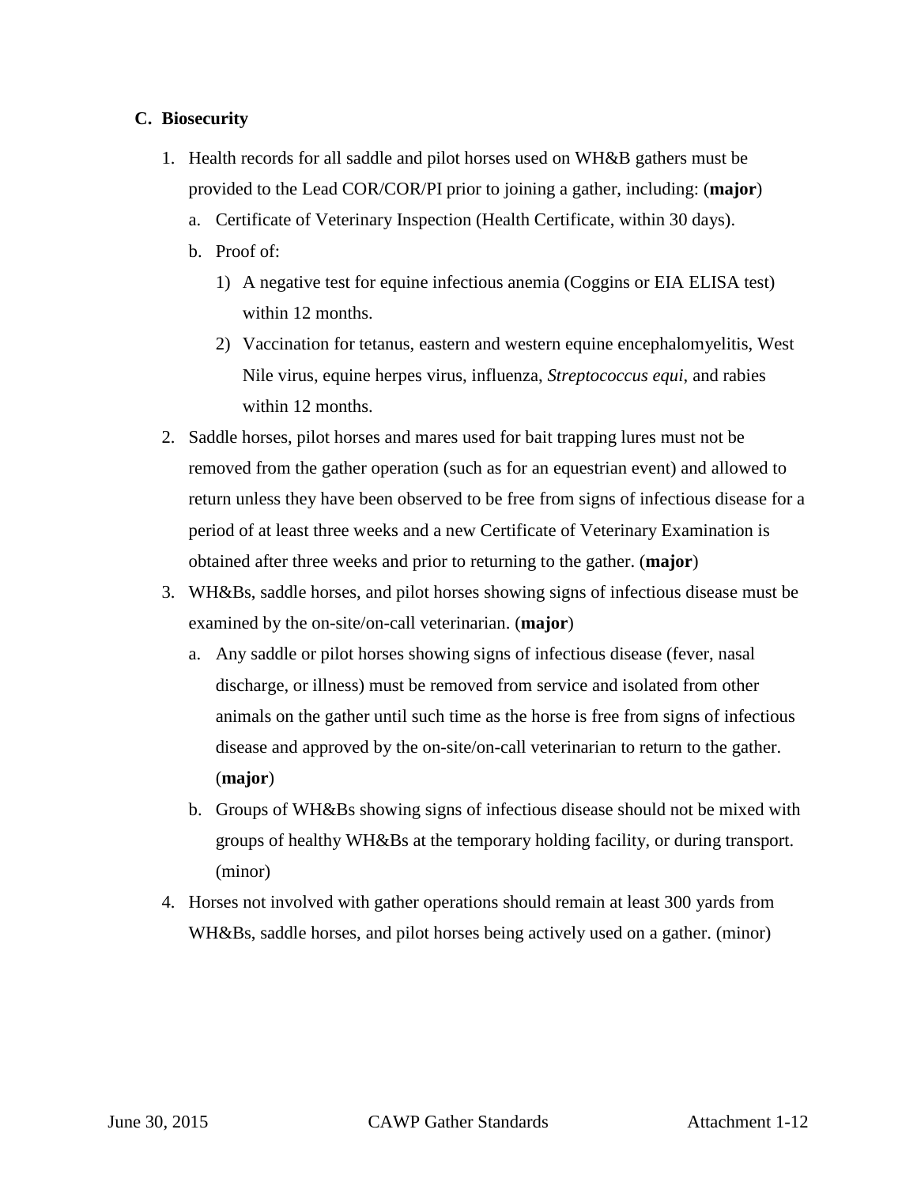## C. Biosecurity

1. Health records for all saddle and pilot horses used on WH&B gathers must be provided to the Lead COR/COR/PI prior to joining a gather, including: (**major**)
   a. Certificate of Veterinary Inspection (Health Certificate, within 30 days).
   b. Proof of:
      1) A negative test for equine infectious anemia (Coggins or EIA ELISA test) within 12 months.
      2) Vaccination for tetanus, eastern and western equine encephalomyelitis, West Nile virus, equine herpes virus, influenza, *Streptococcus equi*, and rabies within 12 months.
2. Saddle horses, pilot horses and mares used for bait trapping lures must not be removed from the gather operation (such as for an equestrian event) and allowed to return unless they have been observed to be free from signs of infectious disease for a period of at least three weeks and a new Certificate of Veterinary Examination is obtained after three weeks and prior to returning to the gather. (**major**)
3. WH&Bs, saddle horses, and pilot horses showing signs of infectious disease must be examined by the on-site/on-call veterinarian. (**major**)
   a. Any saddle or pilot horses showing signs of infectious disease (fever, nasal discharge, or illness) must be removed from service and isolated from other animals on the gather until such time as the horse is free from signs of infectious disease and approved by the on-site/on-call veterinarian to return to the gather. (**major**)
   b. Groups of WH&Bs showing signs of infectious disease should not be mixed with groups of healthy WH&Bs at the temporary holding facility, or during transport. (minor)
4. Horses not involved with gather operations should remain at least 300 yards from WH&Bs, saddle horses, and pilot horses being actively used on a gather. (minor)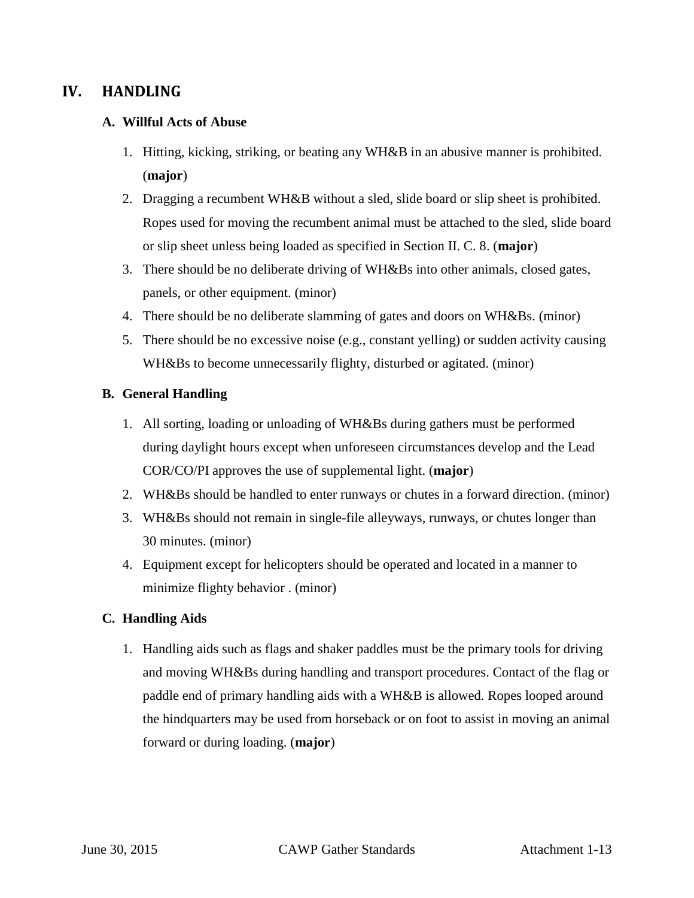## IV. HANDLING

### A. Willful Acts of Abuse

1. Hitting, kicking, striking, or beating any WH&B in an abusive manner is prohibited. (**major**)
2. Dragging a recumbent WH&B without a sled, slide board or slip sheet is prohibited. Ropes used for moving the recumbent animal must be attached to the sled, slide board or slip sheet unless being loaded as specified in Section II. C. 8. (**major**)
3. There should be no deliberate driving of WH&Bs into other animals, closed gates, panels, or other equipment. (minor)
4. There should be no deliberate slamming of gates and doors on WH&Bs. (minor)
5. There should be no excessive noise (e.g., constant yelling) or sudden activity causing WH&Bs to become unnecessarily flighty, disturbed or agitated. (minor)

### B. General Handling

1. All sorting, loading or unloading of WH&Bs during gathers must be performed during daylight hours except when unforeseen circumstances develop and the Lead COR/CO/PI approves the use of supplemental light. (**major**)
2. WH&Bs should be handled to enter runways or chutes in a forward direction. (minor)
3. WH&Bs should not remain in single-file alleyways, runways, or chutes longer than 30 minutes. (minor)
4. Equipment except for helicopters should be operated and located in a manner to minimize flighty behavior . (minor)

### C. Handling Aids

1. Handling aids such as flags and shaker paddles must be the primary tools for driving and moving WH&Bs during handling and transport procedures. Contact of the flag or paddle end of primary handling aids with a WH&B is allowed. Ropes looped around the hindquarters may be used from horseback or on foot to assist in moving an animal forward or during loading. (**major**)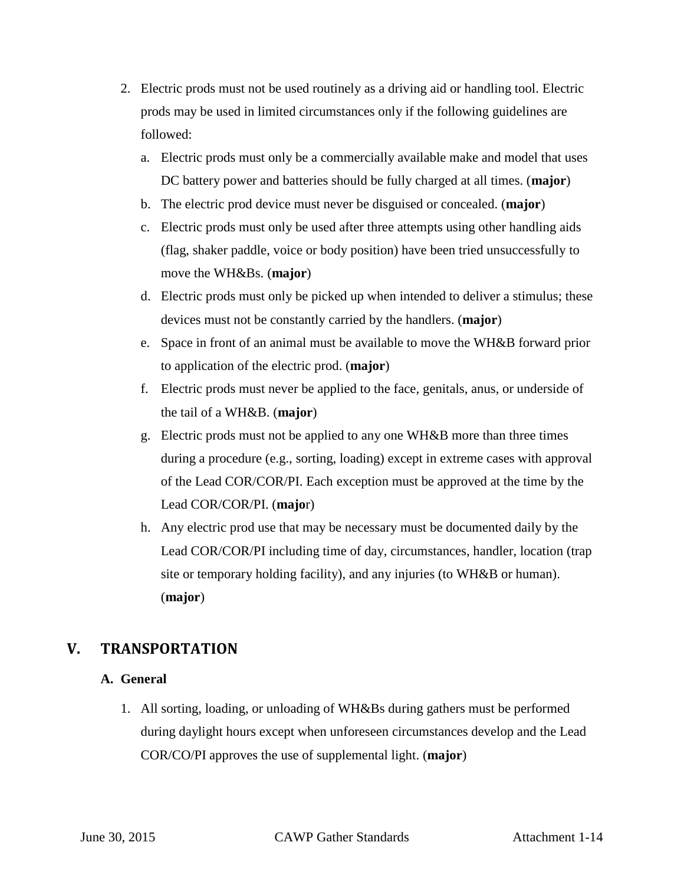2. Electric prods must not be used routinely as a driving aid or handling tool. Electric prods may be used in limited circumstances only if the following guidelines are followed:

   a. Electric prods must only be a commercially available make and model that uses DC battery power and batteries should be fully charged at all times. (**major**)

   b. The electric prod device must never be disguised or concealed. (**major**)

   c. Electric prods must only be used after three attempts using other handling aids (flag, shaker paddle, voice or body position) have been tried unsuccessfully to move the WH&Bs. (**major**)

   d. Electric prods must only be picked up when intended to deliver a stimulus; these devices must not be constantly carried by the handlers. (**major**)

   e. Space in front of an animal must be available to move the WH&B forward prior to application of the electric prod. (**major**)

   f. Electric prods must never be applied to the face, genitals, anus, or underside of the tail of a WH&B. (**major**)

   g. Electric prods must not be applied to any one WH&B more than three times during a procedure (e.g., sorting, loading) except in extreme cases with approval of the Lead COR/COR/PI. Each exception must be approved at the time by the Lead COR/COR/PI. (**major**)

   h. Any electric prod use that may be necessary must be documented daily by the Lead COR/COR/PI including time of day, circumstances, handler, location (trap site or temporary holding facility), and any injuries (to WH&B or human). (**major**)

## V. TRANSPORTATION

### A. General

1. All sorting, loading, or unloading of WH&Bs during gathers must be performed during daylight hours except when unforeseen circumstances develop and the Lead COR/CO/PI approves the use of supplemental light. (**major**)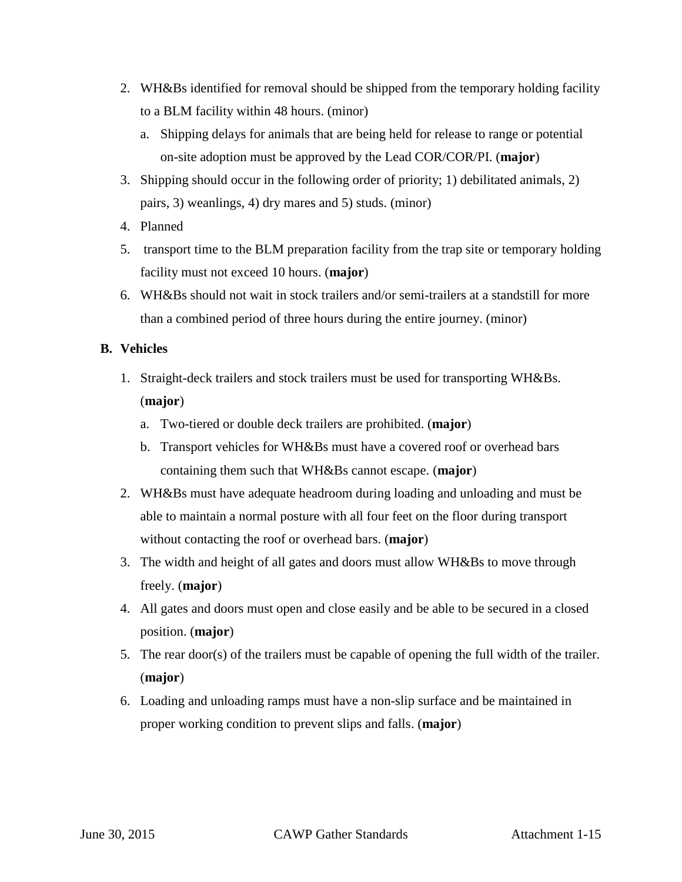2. WH&Bs identified for removal should be shipped from the temporary holding facility to a BLM facility within 48 hours. (minor)
   a. Shipping delays for animals that are being held for release to range or potential on-site adoption must be approved by the Lead COR/COR/PI. (**major**)
3. Shipping should occur in the following order of priority; 1) debilitated animals, 2) pairs, 3) weanlings, 4) dry mares and 5) studs. (minor)
4. Planned
5. transport time to the BLM preparation facility from the trap site or temporary holding facility must not exceed 10 hours. (**major**)
6. WH&Bs should not wait in stock trailers and/or semi-trailers at a standstill for more than a combined period of three hours during the entire journey. (minor)

**B. Vehicles**

1. Straight-deck trailers and stock trailers must be used for transporting WH&Bs. (**major**)
   a. Two-tiered or double deck trailers are prohibited. (**major**)
   b. Transport vehicles for WH&Bs must have a covered roof or overhead bars containing them such that WH&Bs cannot escape. (**major**)
2. WH&Bs must have adequate headroom during loading and unloading and must be able to maintain a normal posture with all four feet on the floor during transport without contacting the roof or overhead bars. (**major**)
3. The width and height of all gates and doors must allow WH&Bs to move through freely. (**major**)
4. All gates and doors must open and close easily and be able to be secured in a closed position. (**major**)
5. The rear door(s) of the trailers must be capable of opening the full width of the trailer. (**major**)
6. Loading and unloading ramps must have a non-slip surface and be maintained in proper working condition to prevent slips and falls. (**major**)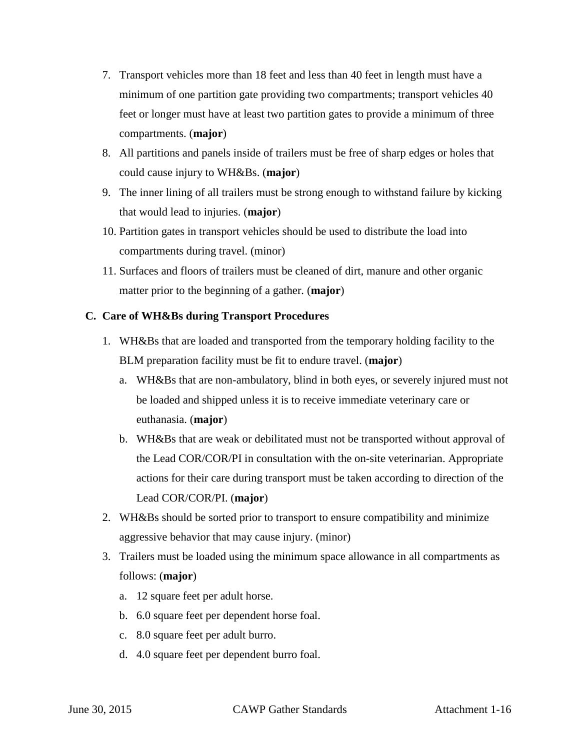7. Transport vehicles more than 18 feet and less than 40 feet in length must have a minimum of one partition gate providing two compartments; transport vehicles 40 feet or longer must have at least two partition gates to provide a minimum of three compartments. (**major**)
8. All partitions and panels inside of trailers must be free of sharp edges or holes that could cause injury to WH&Bs. (**major**)
9. The inner lining of all trailers must be strong enough to withstand failure by kicking that would lead to injuries. (**major**)
10. Partition gates in transport vehicles should be used to distribute the load into compartments during travel. (minor)
11. Surfaces and floors of trailers must be cleaned of dirt, manure and other organic matter prior to the beginning of a gather. (**major**)

**C. Care of WH&Bs during Transport Procedures**

1. WH&Bs that are loaded and transported from the temporary holding facility to the BLM preparation facility must be fit to endure travel. (**major**)
   a. WH&Bs that are non-ambulatory, blind in both eyes, or severely injured must not be loaded and shipped unless it is to receive immediate veterinary care or euthanasia. (**major**)
   b. WH&Bs that are weak or debilitated must not be transported without approval of the Lead COR/COR/PI in consultation with the on-site veterinarian. Appropriate actions for their care during transport must be taken according to direction of the Lead COR/COR/PI. (**major**)
2. WH&Bs should be sorted prior to transport to ensure compatibility and minimize aggressive behavior that may cause injury. (minor)
3. Trailers must be loaded using the minimum space allowance in all compartments as follows: (**major**)
   a. 12 square feet per adult horse.
   b. 6.0 square feet per dependent horse foal.
   c. 8.0 square feet per adult burro.
   d. 4.0 square feet per dependent burro foal.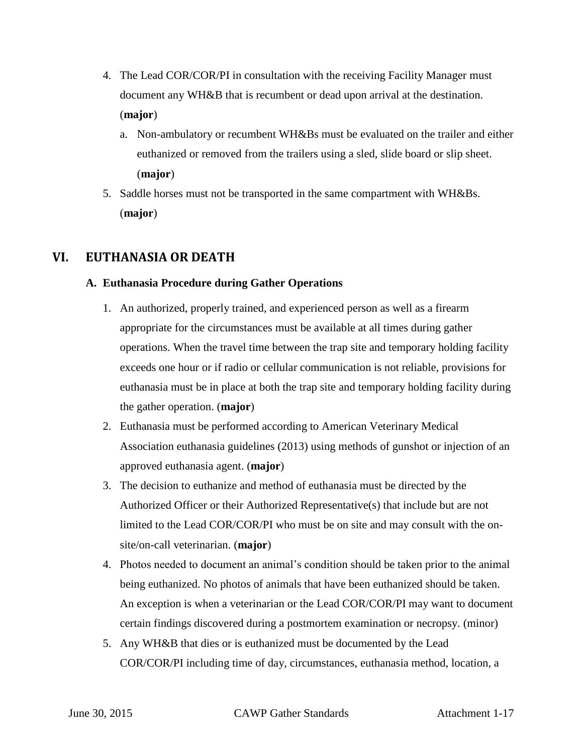4. The Lead COR/COR/PI in consultation with the receiving Facility Manager must document any WH&B that is recumbent or dead upon arrival at the destination. (**major**)
   a. Non-ambulatory or recumbent WH&Bs must be evaluated on the trailer and either euthanized or removed from the trailers using a sled, slide board or slip sheet. (**major**)
5. Saddle horses must not be transported in the same compartment with WH&Bs. (**major**)

## VI. EUTHANASIA OR DEATH

### A. Euthanasia Procedure during Gather Operations

1. An authorized, properly trained, and experienced person as well as a firearm appropriate for the circumstances must be available at all times during gather operations. When the travel time between the trap site and temporary holding facility exceeds one hour or if radio or cellular communication is not reliable, provisions for euthanasia must be in place at both the trap site and temporary holding facility during the gather operation. (**major**)
2. Euthanasia must be performed according to American Veterinary Medical Association euthanasia guidelines (2013) using methods of gunshot or injection of an approved euthanasia agent. (**major**)
3. The decision to euthanize and method of euthanasia must be directed by the Authorized Officer or their Authorized Representative(s) that include but are not limited to the Lead COR/COR/PI who must be on site and may consult with the on-site/on-call veterinarian. (**major**)
4. Photos needed to document an animal's condition should be taken prior to the animal being euthanized. No photos of animals that have been euthanized should be taken. An exception is when a veterinarian or the Lead COR/COR/PI may want to document certain findings discovered during a postmortem examination or necropsy. (minor)
5. Any WH&B that dies or is euthanized must be documented by the Lead COR/COR/PI including time of day, circumstances, euthanasia method, location, a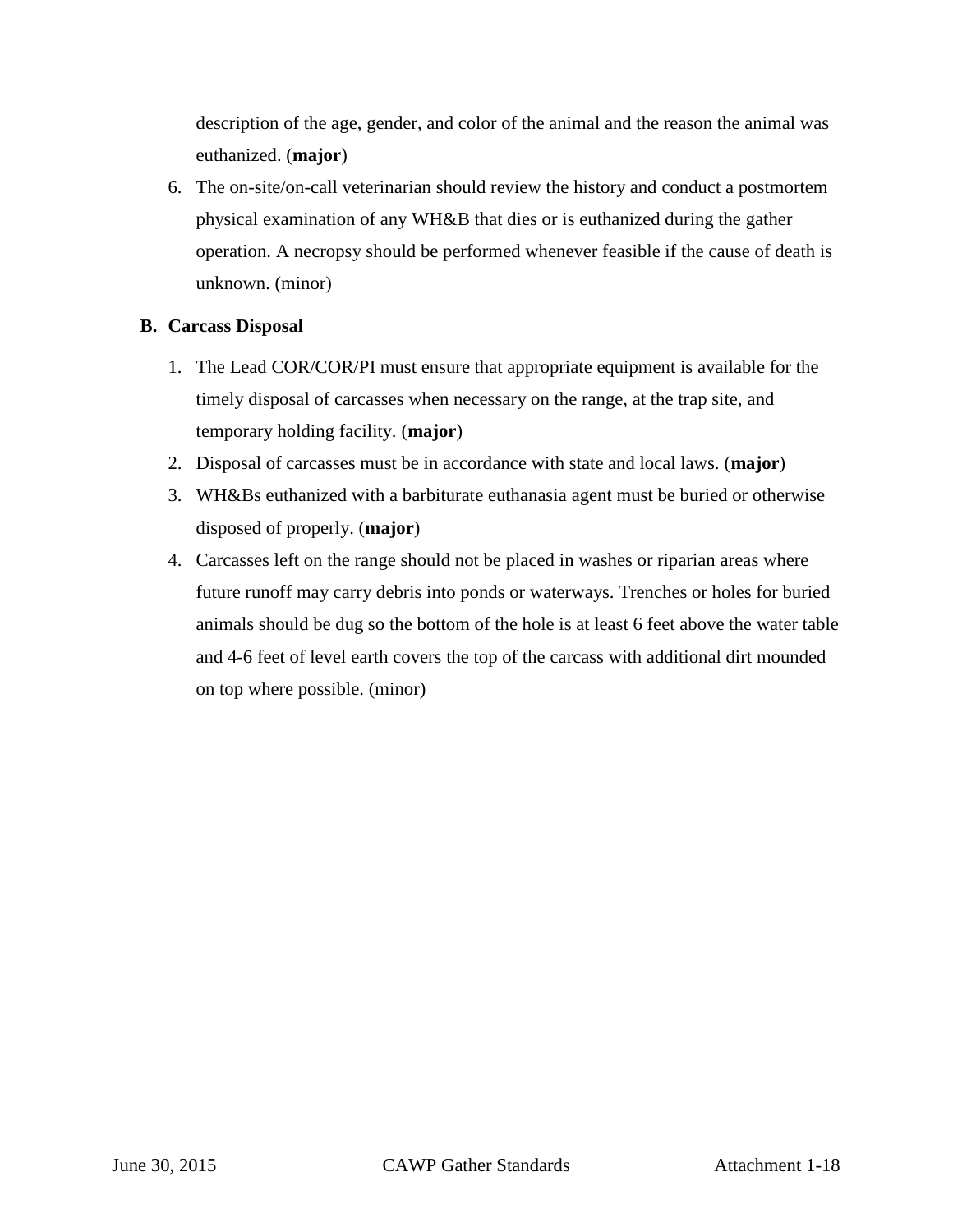description of the age, gender, and color of the animal and the reason the animal was euthanized. (**major**)

6. The on-site/on-call veterinarian should review the history and conduct a postmortem physical examination of any WH&B that dies or is euthanized during the gather operation. A necropsy should be performed whenever feasible if the cause of death is unknown. (minor)

**B. Carcass Disposal**

1. The Lead COR/COR/PI must ensure that appropriate equipment is available for the timely disposal of carcasses when necessary on the range, at the trap site, and temporary holding facility. (**major**)
2. Disposal of carcasses must be in accordance with state and local laws. (**major**)
3. WH&Bs euthanized with a barbiturate euthanasia agent must be buried or otherwise disposed of properly. (**major**)
4. Carcasses left on the range should not be placed in washes or riparian areas where future runoff may carry debris into ponds or waterways. Trenches or holes for buried animals should be dug so the bottom of the hole is at least 6 feet above the water table and 4-6 feet of level earth covers the top of the carcass with additional dirt mounded on top where possible. (minor)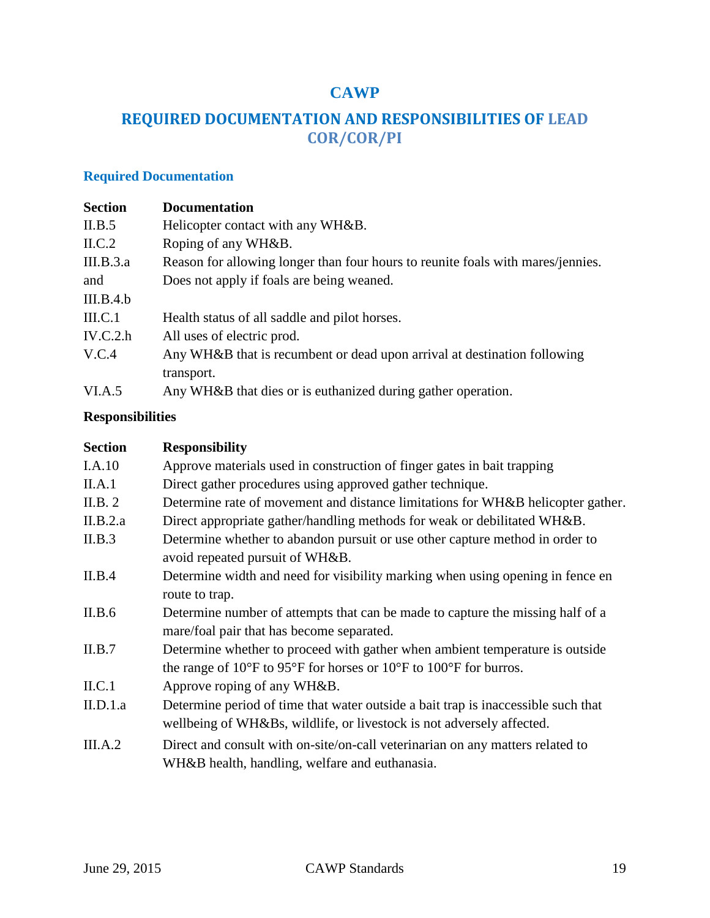# CAWP

## REQUIRED DOCUMENTATION AND RESPONSIBILITIES OF LEAD COR/COR/PI

### Required Documentation

| Section | Documentation |
| --- | --- |
| II.B.5 | Helicopter contact with any WH&B. |
| II.C.2 | Roping of any WH&B. |
| III.B.3.a and III.B.4.b | Reason for allowing longer than four hours to reunite foals with mares/jennies. Does not apply if foals are being weaned. |
| III.C.1 | Health status of all saddle and pilot horses. |
| IV.C.2.h | All uses of electric prod. |
| V.C.4 | Any WH&B that is recumbent or dead upon arrival at destination following transport. |
| VI.A.5 | Any WH&B that dies or is euthanized during gather operation. |

**Responsibilities**

| Section | Responsibility |
| --- | --- |
| I.A.10 | Approve materials used in construction of finger gates in bait trapping |
| II.A.1 | Direct gather procedures using approved gather technique. |
| II.B. 2 | Determine rate of movement and distance limitations for WH&B helicopter gather. |
| II.B.2.a | Direct appropriate gather/handling methods for weak or debilitated WH&B. |
| II.B.3 | Determine whether to abandon pursuit or use other capture method in order to avoid repeated pursuit of WH&B. |
| II.B.4 | Determine width and need for visibility marking when using opening in fence en route to trap. |
| II.B.6 | Determine number of attempts that can be made to capture the missing half of a mare/foal pair that has become separated. |
| II.B.7 | Determine whether to proceed with gather when ambient temperature is outside the range of 10°F to 95°F for horses or 10°F to 100°F for burros. |
| II.C.1 | Approve roping of any WH&B. |
| II.D.1.a | Determine period of time that water outside a bait trap is inaccessible such that wellbeing of WH&Bs, wildlife, or livestock is not adversely affected. |
| III.A.2 | Direct and consult with on-site/on-call veterinarian on any matters related to WH&B health, handling, welfare and euthanasia. |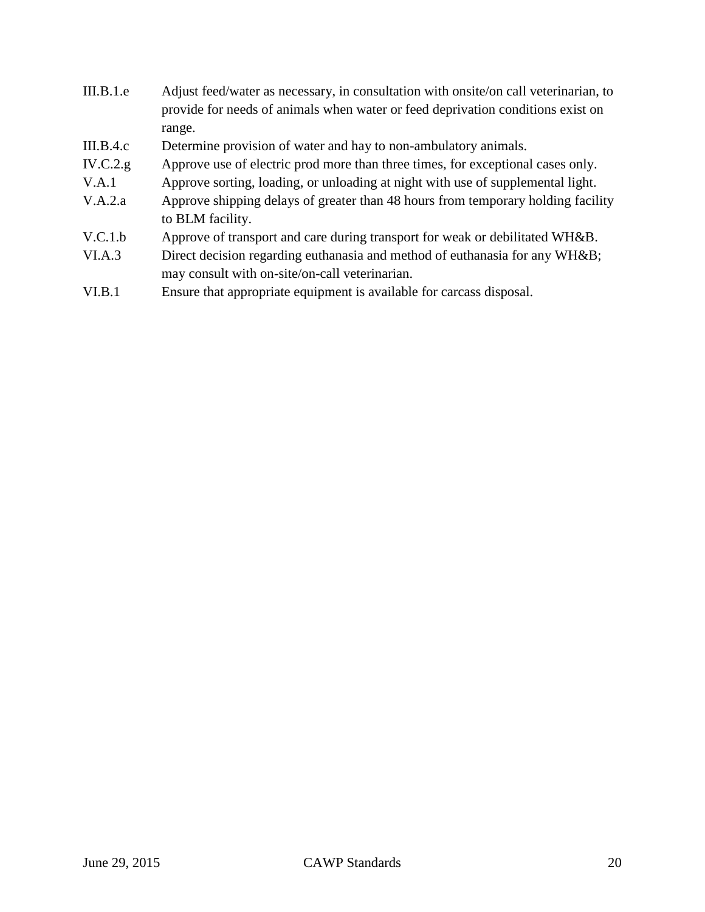| | |
|---|---|
| III.B.1.e | Adjust feed/water as necessary, in consultation with onsite/on call veterinarian, to provide for needs of animals when water or feed deprivation conditions exist on range. |
| III.B.4.c | Determine provision of water and hay to non-ambulatory animals. |
| IV.C.2.g | Approve use of electric prod more than three times, for exceptional cases only. |
| V.A.1 | Approve sorting, loading, or unloading at night with use of supplemental light. |
| V.A.2.a | Approve shipping delays of greater than 48 hours from temporary holding facility to BLM facility. |
| V.C.1.b | Approve of transport and care during transport for weak or debilitated WH&B. |
| VI.A.3 | Direct decision regarding euthanasia and method of euthanasia for any WH&B; may consult with on-site/on-call veterinarian. |
| VI.B.1 | Ensure that appropriate equipment is available for carcass disposal. |